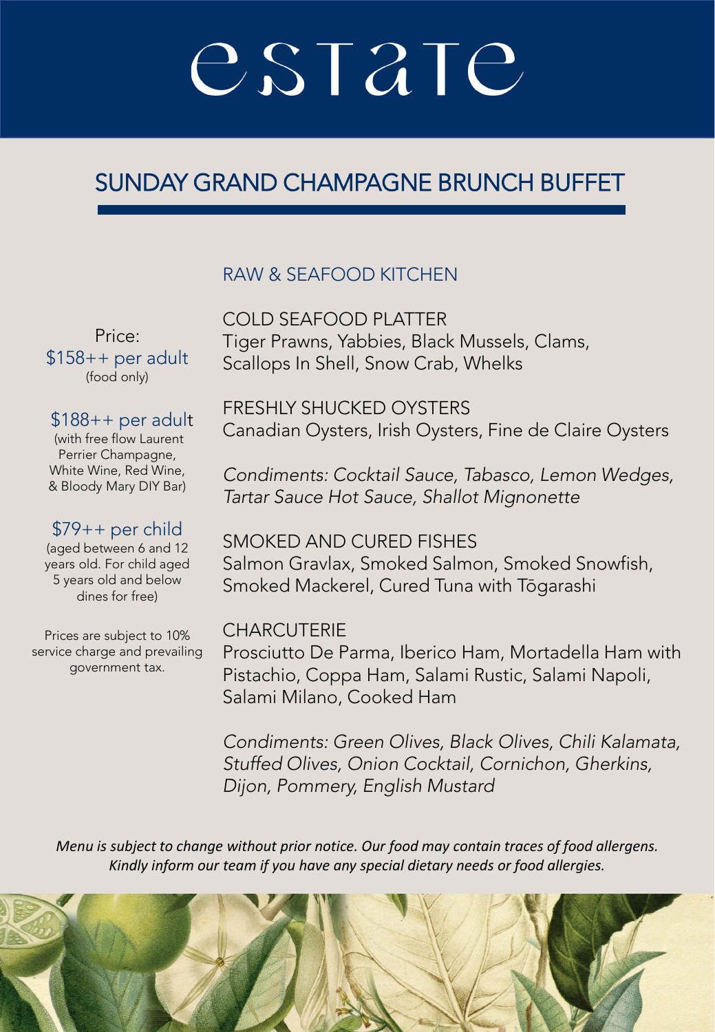# estate

## SUNDAY GRAND CHAMPAGNE BRUNCH BUFFET

Price:
$158++ per adult
(food only)

$188++ per adult
(with free flow Laurent Perrier Champagne, White Wine, Red Wine, & Bloody Mary DIY Bar)

$79++ per child
(aged between 6 and 12 years old. For child aged 5 years old and below dines for free)

Prices are subject to 10% service charge and prevailing government tax.

### RAW & SEAFOOD KITCHEN

COLD SEAFOOD PLATTER
Tiger Prawns, Yabbies, Black Mussels, Clams, Scallops In Shell, Snow Crab, Whelks

FRESHLY SHUCKED OYSTERS
Canadian Oysters, Irish Oysters, Fine de Claire Oysters

*Condiments: Cocktail Sauce, Tabasco, Lemon Wedges, Tartar Sauce Hot Sauce, Shallot Mignonette*

SMOKED AND CURED FISHES
Salmon Gravlax, Smoked Salmon, Smoked Snowfish, Smoked Mackerel, Cured Tuna with Tōgarashi

CHARCUTERIE
Prosciutto De Parma, Iberico Ham, Mortadella Ham with Pistachio, Coppa Ham, Salami Rustic, Salami Napoli, Salami Milano, Cooked Ham

*Condiments: Green Olives, Black Olives, Chili Kalamata, Stuffed Olives, Onion Cocktail, Cornichon, Gherkins, Dijon, Pommery, English Mustard*

*Menu is subject to change without prior notice. Our food may contain traces of food allergens. Kindly inform our team if you have any special dietary needs or food allergies.*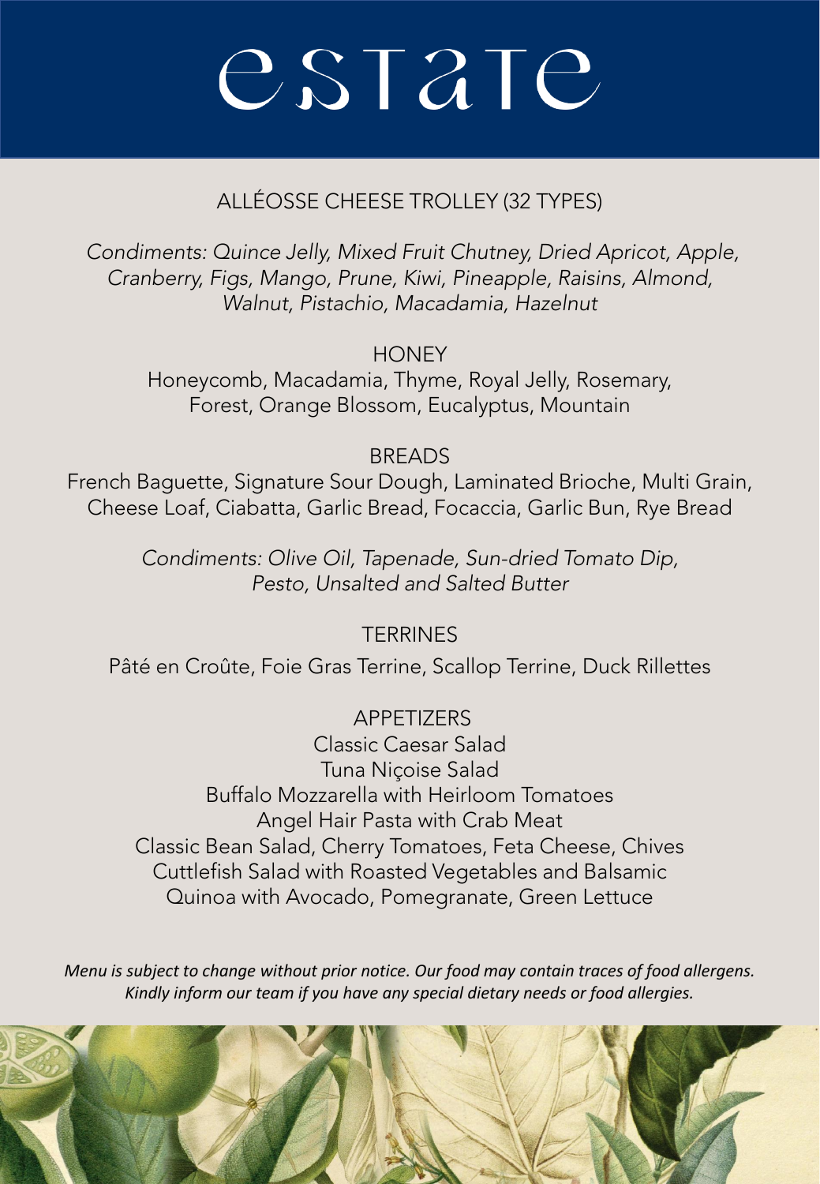# estate

## ALLÉOSSE CHEESE TROLLEY (32 TYPES)

*Condiments: Quince Jelly, Mixed Fruit Chutney, Dried Apricot, Apple, Cranberry, Figs, Mango, Prune, Kiwi, Pineapple, Raisins, Almond, Walnut, Pistachio, Macadamia, Hazelnut*

## HONEY

Honeycomb, Macadamia, Thyme, Royal Jelly, Rosemary, Forest, Orange Blossom, Eucalyptus, Mountain

## BREADS

French Baguette, Signature Sour Dough, Laminated Brioche, Multi Grain, Cheese Loaf, Ciabatta, Garlic Bread, Focaccia, Garlic Bun, Rye Bread

*Condiments: Olive Oil, Tapenade, Sun-dried Tomato Dip, Pesto, Unsalted and Salted Butter*

## TERRINES

Pâté en Croûte, Foie Gras Terrine, Scallop Terrine, Duck Rillettes

## APPETIZERS

Classic Caesar Salad

Tuna Niçoise Salad

Buffalo Mozzarella with Heirloom Tomatoes

Angel Hair Pasta with Crab Meat

Classic Bean Salad, Cherry Tomatoes, Feta Cheese, Chives

Cuttlefish Salad with Roasted Vegetables and Balsamic

Quinoa with Avocado, Pomegranate, Green Lettuce

*Menu is subject to change without prior notice. Our food may contain traces of food allergens. Kindly inform our team if you have any special dietary needs or food allergies.*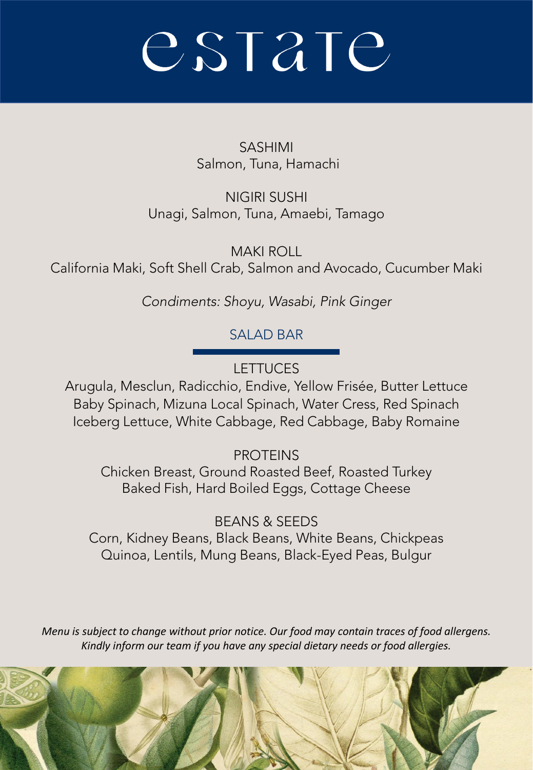# estate

### SASHIMI
Salmon, Tuna, Hamachi

### NIGIRI SUSHI
Unagi, Salmon, Tuna, Amaebi, Tamago

### MAKI ROLL
California Maki, Soft Shell Crab, Salmon and Avocado, Cucumber Maki

*Condiments: Shoyu, Wasabi, Pink Ginger*

## SALAD BAR

### LETTUCES
Arugula, Mesclun, Radicchio, Endive, Yellow Frisée, Butter Lettuce
Baby Spinach, Mizuna Local Spinach, Water Cress, Red Spinach
Iceberg Lettuce, White Cabbage, Red Cabbage, Baby Romaine

### PROTEINS
Chicken Breast, Ground Roasted Beef, Roasted Turkey
Baked Fish, Hard Boiled Eggs, Cottage Cheese

### BEANS & SEEDS
Corn, Kidney Beans, Black Beans, White Beans, Chickpeas
Quinoa, Lentils, Mung Beans, Black-Eyed Peas, Bulgur

*Menu is subject to change without prior notice. Our food may contain traces of food allergens. Kindly inform our team if you have any special dietary needs or food allergies.*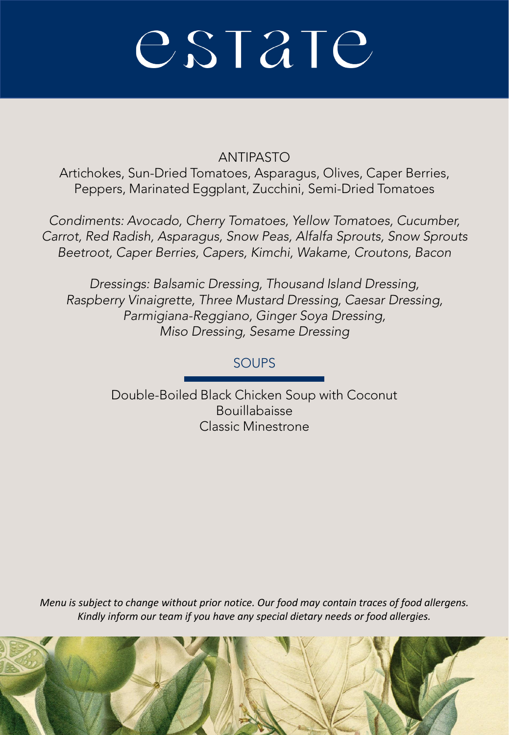# estate

## ANTIPASTO

Artichokes, Sun-Dried Tomatoes, Asparagus, Olives, Caper Berries, Peppers, Marinated Eggplant, Zucchini, Semi-Dried Tomatoes

*Condiments: Avocado, Cherry Tomatoes, Yellow Tomatoes, Cucumber, Carrot, Red Radish, Asparagus, Snow Peas, Alfalfa Sprouts, Snow Sprouts Beetroot, Caper Berries, Capers, Kimchi, Wakame, Croutons, Bacon*

*Dressings: Balsamic Dressing, Thousand Island Dressing, Raspberry Vinaigrette, Three Mustard Dressing, Caesar Dressing, Parmigiana-Reggiano, Ginger Soya Dressing, Miso Dressing, Sesame Dressing*

## SOUPS

Double-Boiled Black Chicken Soup with Coconut
Bouillabaisse
Classic Minestrone

*Menu is subject to change without prior notice. Our food may contain traces of food allergens. Kindly inform our team if you have any special dietary needs or food allergies.*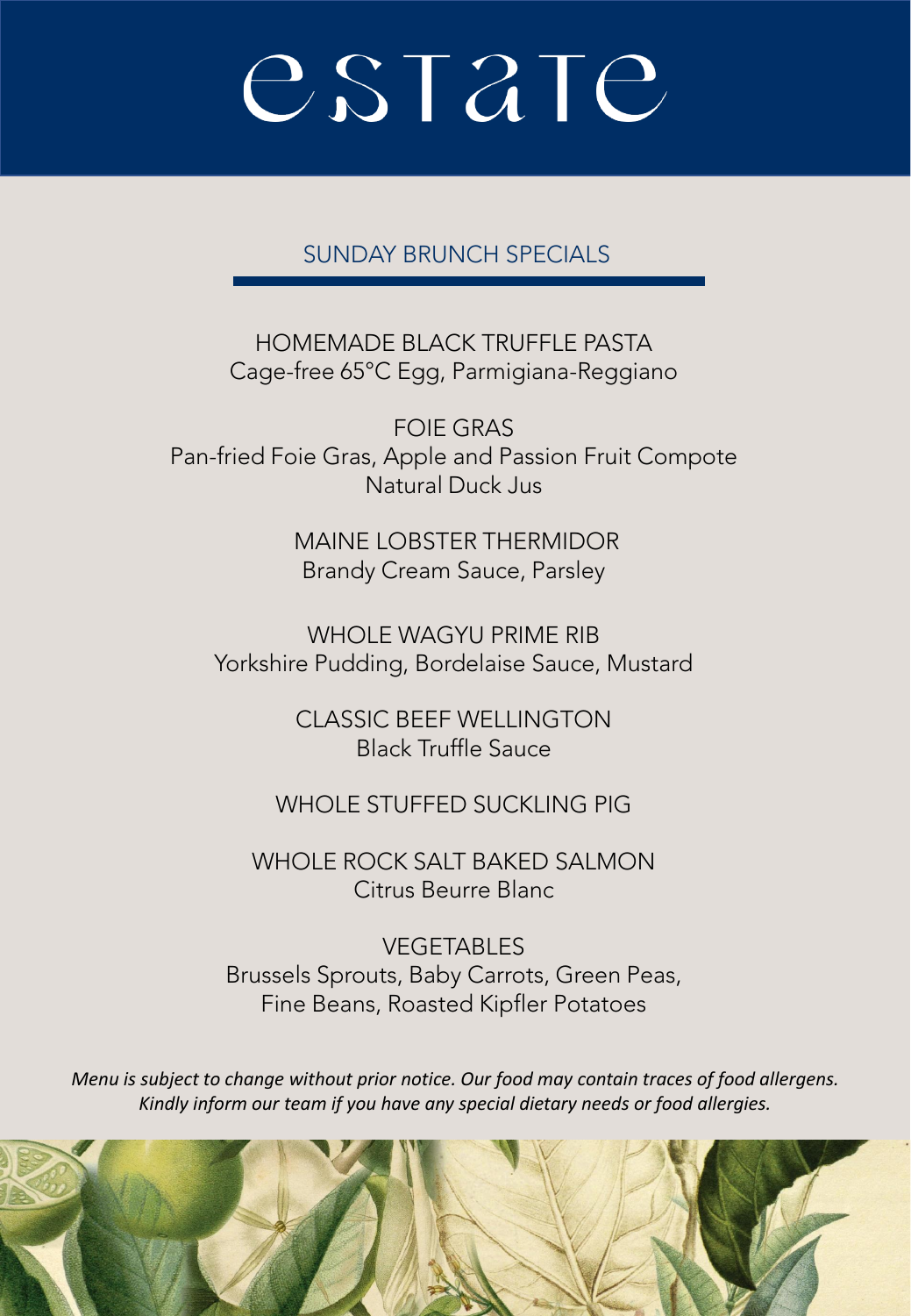# estate

## SUNDAY BRUNCH SPECIALS

HOMEMADE BLACK TRUFFLE PASTA
Cage-free 65°C Egg, Parmigiana-Reggiano

FOIE GRAS
Pan-fried Foie Gras, Apple and Passion Fruit Compote
Natural Duck Jus

MAINE LOBSTER THERMIDOR
Brandy Cream Sauce, Parsley

WHOLE WAGYU PRIME RIB
Yorkshire Pudding, Bordelaise Sauce, Mustard

CLASSIC BEEF WELLINGTON
Black Truffle Sauce

WHOLE STUFFED SUCKLING PIG

WHOLE ROCK SALT BAKED SALMON
Citrus Beurre Blanc

VEGETABLES
Brussels Sprouts, Baby Carrots, Green Peas,
Fine Beans, Roasted Kipfler Potatoes

*Menu is subject to change without prior notice. Our food may contain traces of food allergens.*
*Kindly inform our team if you have any special dietary needs or food allergies.*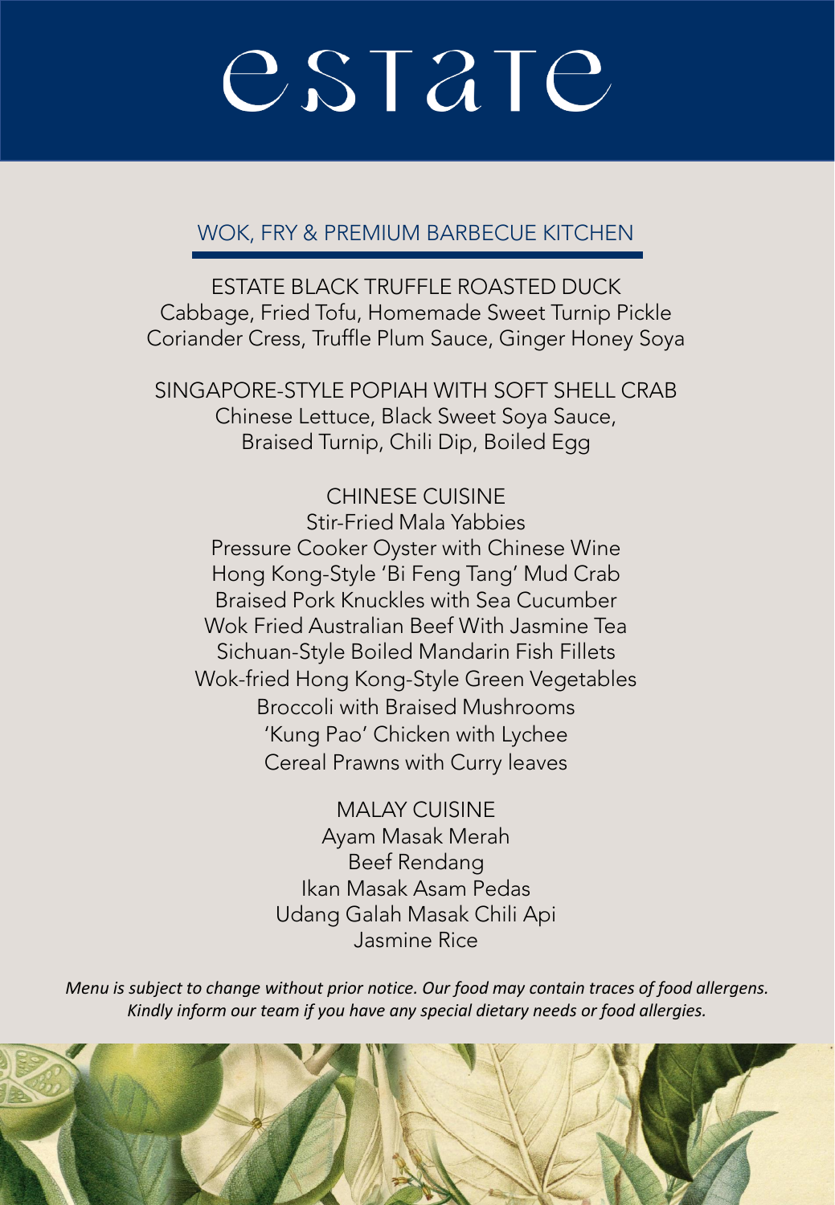# estate

## WOK, FRY & PREMIUM BARBECUE KITCHEN

ESTATE BLACK TRUFFLE ROASTED DUCK
Cabbage, Fried Tofu, Homemade Sweet Turnip Pickle
Coriander Cress, Truffle Plum Sauce, Ginger Honey Soya

SINGAPORE-STYLE POPIAH WITH SOFT SHELL CRAB
Chinese Lettuce, Black Sweet Soya Sauce,
Braised Turnip, Chili Dip, Boiled Egg

CHINESE CUISINE
Stir-Fried Mala Yabbies
Pressure Cooker Oyster with Chinese Wine
Hong Kong-Style 'Bi Feng Tang' Mud Crab
Braised Pork Knuckles with Sea Cucumber
Wok Fried Australian Beef With Jasmine Tea
Sichuan-Style Boiled Mandarin Fish Fillets
Wok-fried Hong Kong-Style Green Vegetables
Broccoli with Braised Mushrooms
'Kung Pao' Chicken with Lychee
Cereal Prawns with Curry leaves

MALAY CUISINE
Ayam Masak Merah
Beef Rendang
Ikan Masak Asam Pedas
Udang Galah Masak Chili Api
Jasmine Rice

*Menu is subject to change without prior notice. Our food may contain traces of food allergens. Kindly inform our team if you have any special dietary needs or food allergies.*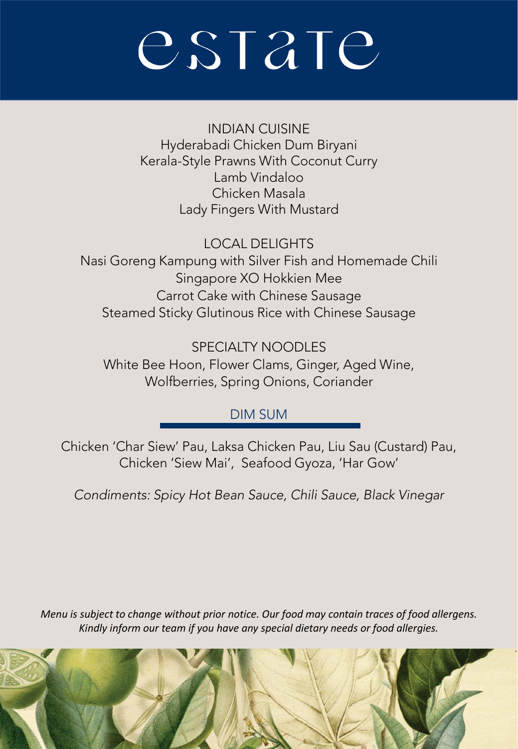# estate

## INDIAN CUISINE

Hyderabadi Chicken Dum Biryani
Kerala-Style Prawns With Coconut Curry
Lamb Vindaloo
Chicken Masala
Lady Fingers With Mustard

## LOCAL DELIGHTS

Nasi Goreng Kampung with Silver Fish and Homemade Chili
Singapore XO Hokkien Mee
Carrot Cake with Chinese Sausage
Steamed Sticky Glutinous Rice with Chinese Sausage

## SPECIALTY NOODLES

White Bee Hoon, Flower Clams, Ginger, Aged Wine,
Wolfberries, Spring Onions, Coriander

## DIM SUM

Chicken 'Char Siew' Pau, Laksa Chicken Pau, Liu Sau (Custard) Pau,
Chicken 'Siew Mai', Seafood Gyoza, 'Har Gow'

*Condiments: Spicy Hot Bean Sauce, Chili Sauce, Black Vinegar*

*Menu is subject to change without prior notice. Our food may contain traces of food allergens. Kindly inform our team if you have any special dietary needs or food allergies.*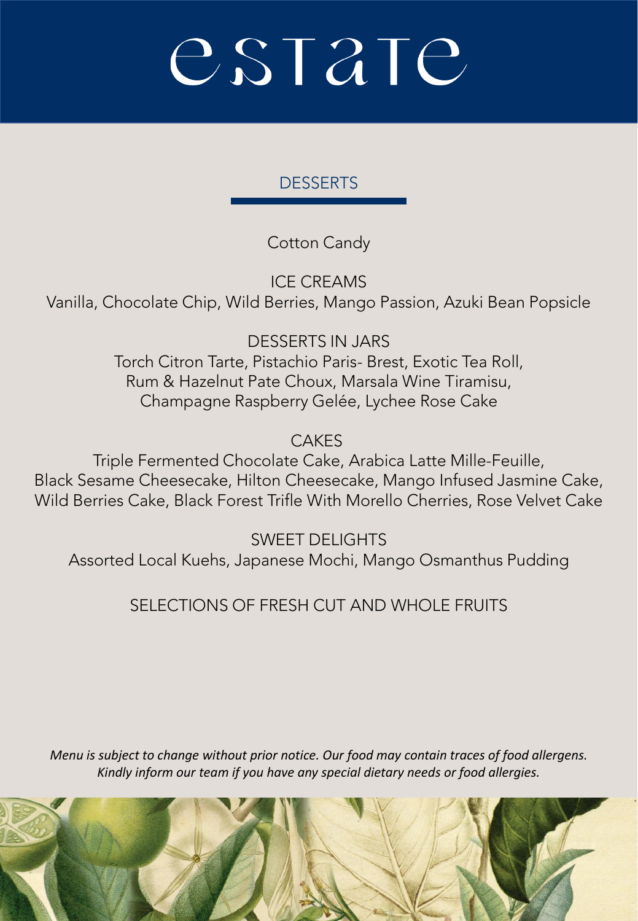# estate

## DESSERTS

Cotton Candy

### ICE CREAMS

Vanilla, Chocolate Chip, Wild Berries, Mango Passion, Azuki Bean Popsicle

### DESSERTS IN JARS

Torch Citron Tarte, Pistachio Paris- Brest, Exotic Tea Roll,
Rum & Hazelnut Pate Choux, Marsala Wine Tiramisu,
Champagne Raspberry Gelée, Lychee Rose Cake

### CAKES

Triple Fermented Chocolate Cake, Arabica Latte Mille-Feuille,
Black Sesame Cheesecake, Hilton Cheesecake, Mango Infused Jasmine Cake,
Wild Berries Cake, Black Forest Trifle With Morello Cherries, Rose Velvet Cake

### SWEET DELIGHTS

Assorted Local Kuehs, Japanese Mochi, Mango Osmanthus Pudding

### SELECTIONS OF FRESH CUT AND WHOLE FRUITS

*Menu is subject to change without prior notice. Our food may contain traces of food allergens. Kindly inform our team if you have any special dietary needs or food allergies.*